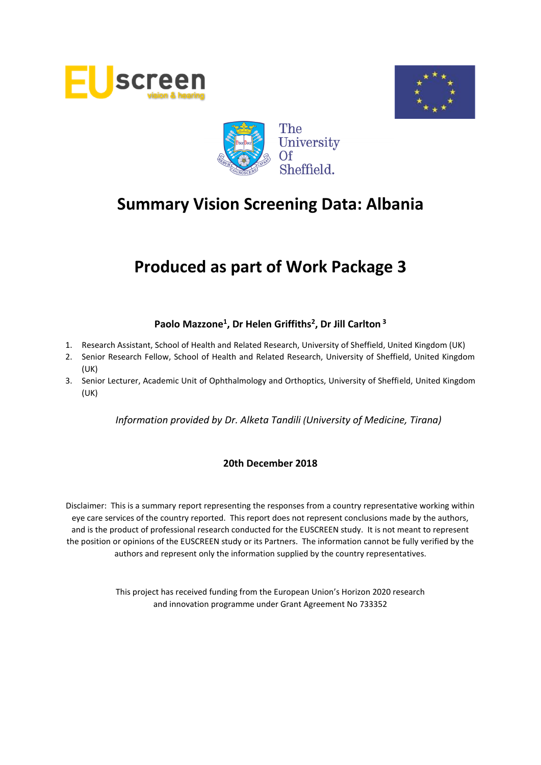# Summary Vision Screening Data: Albania

# Produced as part of Work Package 3

**Paolo Mazzone[1], Dr Helen Griffiths[2], Dr Jill Carlton[3]**

1. Research Assistant, School of Health and Related Research, University of Sheffield, United Kingdom (UK)
2. Senior Research Fellow, School of Health and Related Research, University of Sheffield, United Kingdom (UK)
3. Senior Lecturer, Academic Unit of Ophthalmology and Orthoptics, University of Sheffield, United Kingdom (UK)

*Information provided by Dr. Alketa Tandili (University of Medicine, Tirana)*

**20th December 2018**

Disclaimer: This is a summary report representing the responses from a country representative working within eye care services of the country reported. This report does not represent conclusions made by the authors, and is the product of professional research conducted for the EUSCREEN study. It is not meant to represent the position or opinions of the EUSCREEN study or its Partners. The information cannot be fully verified by the authors and represent only the information supplied by the country representatives.

This project has received funding from the European Union's Horizon 2020 research and innovation programme under Grant Agreement No 733352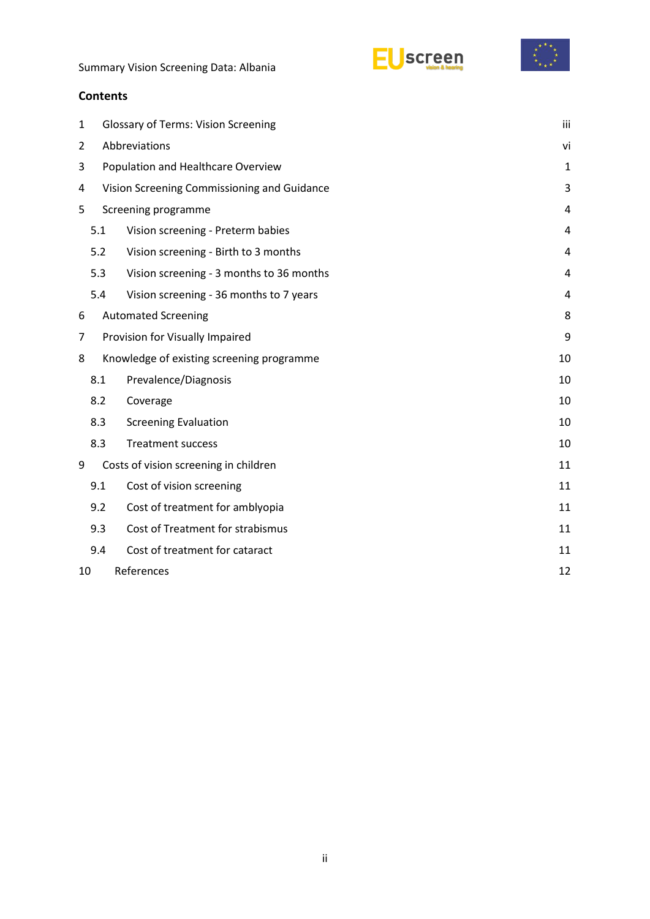## Contents

| | | |
|---|---|---|
| 1 | Glossary of Terms: Vision Screening | iii |
| 2 | Abbreviations | vi |
| 3 | Population and Healthcare Overview | 1 |
| 4 | Vision Screening Commissioning and Guidance | 3 |
| 5 | Screening programme | 4 |
| 5.1 | Vision screening - Preterm babies | 4 |
| 5.2 | Vision screening - Birth to 3 months | 4 |
| 5.3 | Vision screening - 3 months to 36 months | 4 |
| 5.4 | Vision screening - 36 months to 7 years | 4 |
| 6 | Automated Screening | 8 |
| 7 | Provision for Visually Impaired | 9 |
| 8 | Knowledge of existing screening programme | 10 |
| 8.1 | Prevalence/Diagnosis | 10 |
| 8.2 | Coverage | 10 |
| 8.3 | Screening Evaluation | 10 |
| 8.3 | Treatment success | 10 |
| 9 | Costs of vision screening in children | 11 |
| 9.1 | Cost of vision screening | 11 |
| 9.2 | Cost of treatment for amblyopia | 11 |
| 9.3 | Cost of Treatment for strabismus | 11 |
| 9.4 | Cost of treatment for cataract | 11 |
| 10 | References | 12 |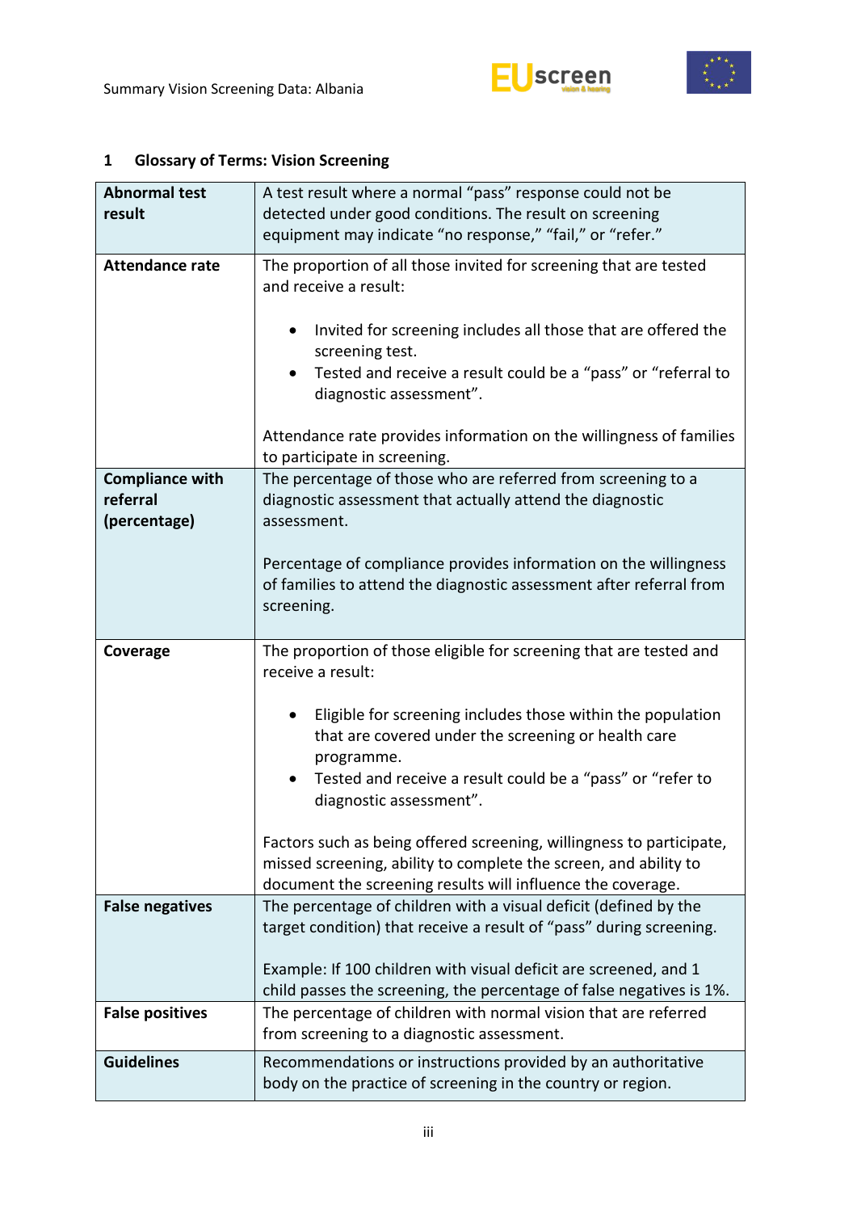## 1 Glossary of Terms: Vision Screening

| | |
|---|---|
| **Abnormal test result** | A test result where a normal "pass" response could not be detected under good conditions. The result on screening equipment may indicate "no response," "fail," or "refer." |
| **Attendance rate** | The proportion of all those invited for screening that are tested and receive a result:<br><br>• Invited for screening includes all those that are offered the screening test.<br>• Tested and receive a result could be a "pass" or "referral to diagnostic assessment".<br><br>Attendance rate provides information on the willingness of families to participate in screening. |
| **Compliance with referral (percentage)** | The percentage of those who are referred from screening to a diagnostic assessment that actually attend the diagnostic assessment.<br><br>Percentage of compliance provides information on the willingness of families to attend the diagnostic assessment after referral from screening. |
| **Coverage** | The proportion of those eligible for screening that are tested and receive a result:<br><br>• Eligible for screening includes those within the population that are covered under the screening or health care programme.<br>• Tested and receive a result could be a "pass" or "refer to diagnostic assessment".<br><br>Factors such as being offered screening, willingness to participate, missed screening, ability to complete the screen, and ability to document the screening results will influence the coverage. |
| **False negatives** | The percentage of children with a visual deficit (defined by the target condition) that receive a result of "pass" during screening.<br><br>Example: If 100 children with visual deficit are screened, and 1 child passes the screening, the percentage of false negatives is 1%. |
| **False positives** | The percentage of children with normal vision that are referred from screening to a diagnostic assessment. |
| **Guidelines** | Recommendations or instructions provided by an authoritative body on the practice of screening in the country or region. |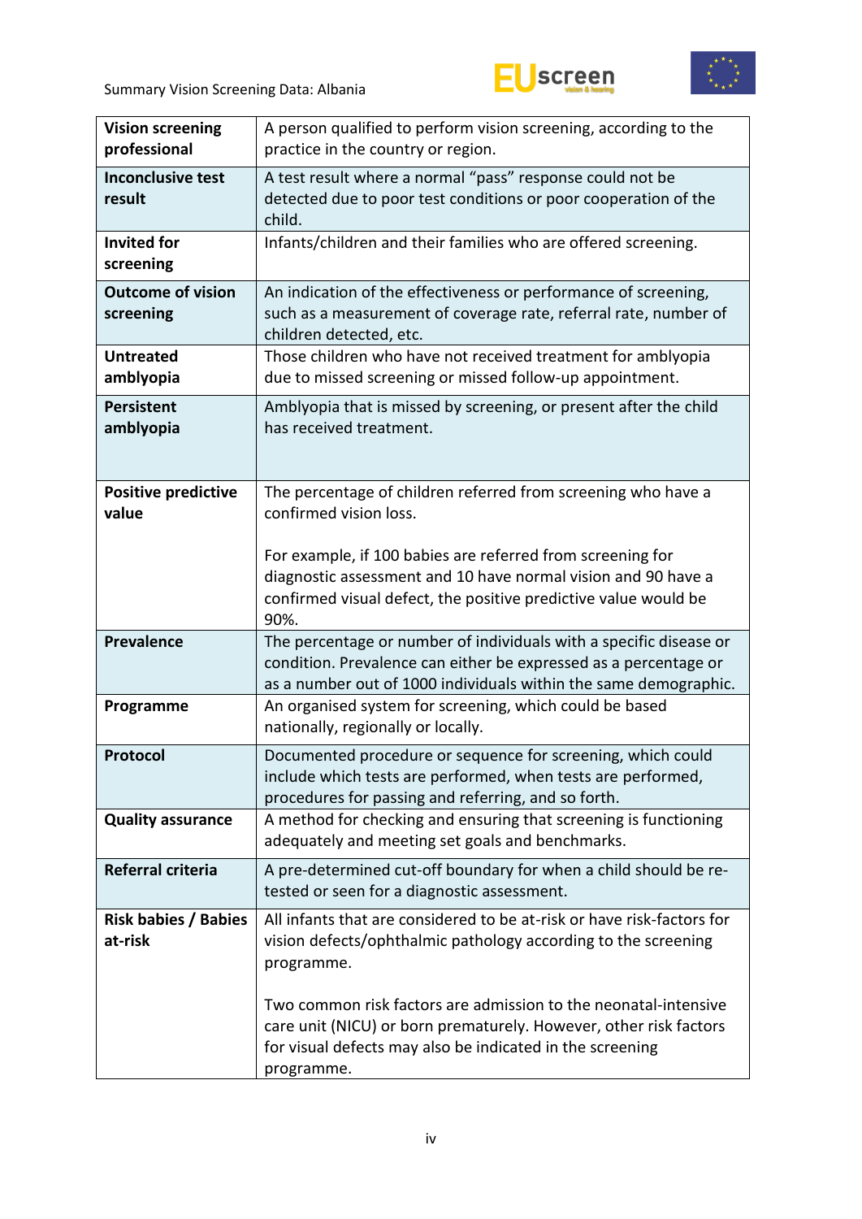| | |
|---|---|
| **Vision screening professional** | A person qualified to perform vision screening, according to the practice in the country or region. |
| **Inconclusive test result** | A test result where a normal "pass" response could not be detected due to poor test conditions or poor cooperation of the child. |
| **Invited for screening** | Infants/children and their families who are offered screening. |
| **Outcome of vision screening** | An indication of the effectiveness or performance of screening, such as a measurement of coverage rate, referral rate, number of children detected, etc. |
| **Untreated amblyopia** | Those children who have not received treatment for amblyopia due to missed screening or missed follow-up appointment. |
| **Persistent amblyopia** | Amblyopia that is missed by screening, or present after the child has received treatment. |
| **Positive predictive value** | The percentage of children referred from screening who have a confirmed vision loss.<br><br>For example, if 100 babies are referred from screening for diagnostic assessment and 10 have normal vision and 90 have a confirmed visual defect, the positive predictive value would be 90%. |
| **Prevalence** | The percentage or number of individuals with a specific disease or condition. Prevalence can either be expressed as a percentage or as a number out of 1000 individuals within the same demographic. |
| **Programme** | An organised system for screening, which could be based nationally, regionally or locally. |
| **Protocol** | Documented procedure or sequence for screening, which could include which tests are performed, when tests are performed, procedures for passing and referring, and so forth. |
| **Quality assurance** | A method for checking and ensuring that screening is functioning adequately and meeting set goals and benchmarks. |
| **Referral criteria** | A pre-determined cut-off boundary for when a child should be re-tested or seen for a diagnostic assessment. |
| **Risk babies / Babies at-risk** | All infants that are considered to be at-risk or have risk-factors for vision defects/ophthalmic pathology according to the screening programme.<br><br>Two common risk factors are admission to the neonatal-intensive care unit (NICU) or born prematurely. However, other risk factors for visual defects may also be indicated in the screening programme. |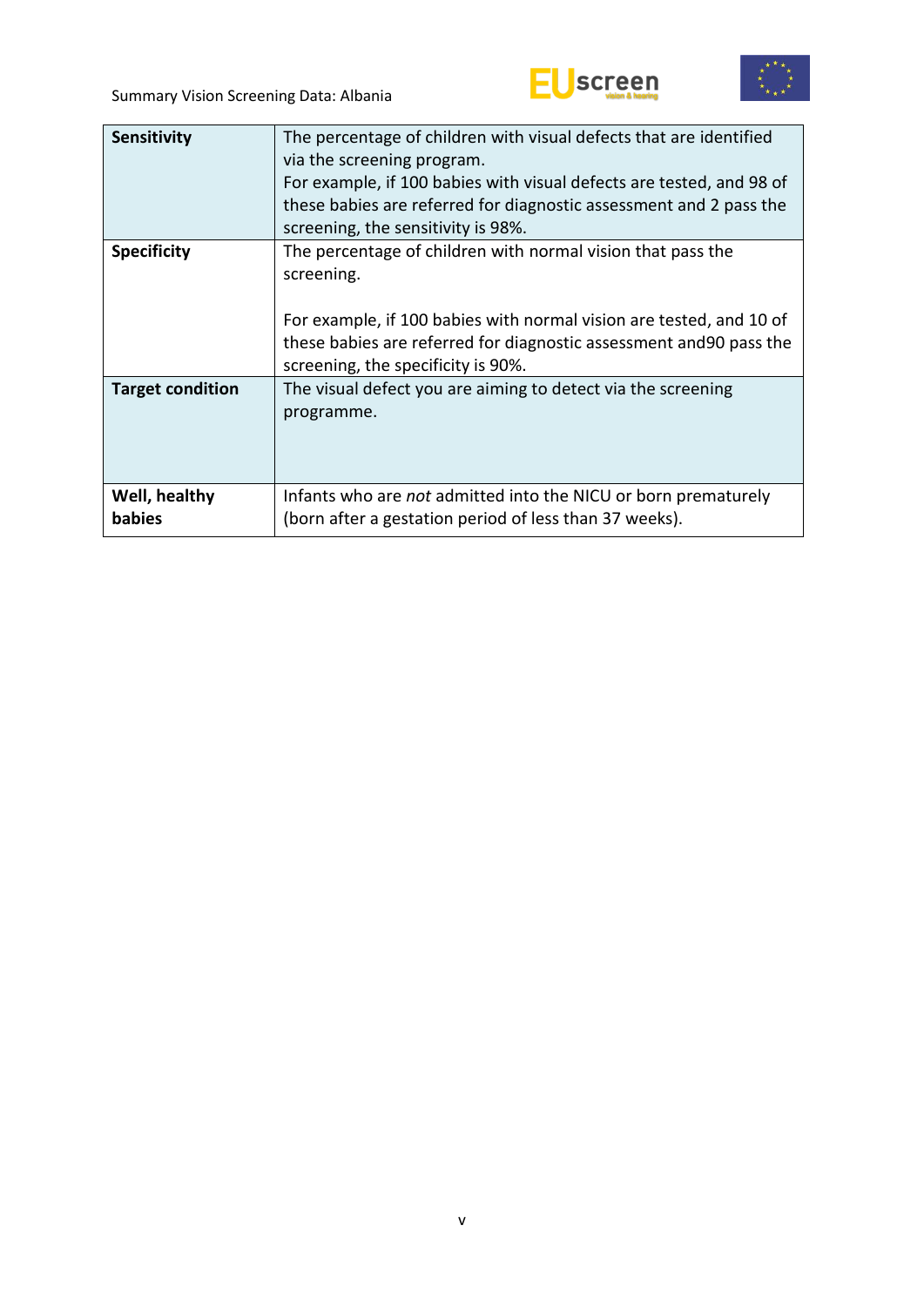| | |
|---|---|
| **Sensitivity** | The percentage of children with visual defects that are identified via the screening program. For example, if 100 babies with visual defects are tested, and 98 of these babies are referred for diagnostic assessment and 2 pass the screening, the sensitivity is 98%. |
| **Specificity** | The percentage of children with normal vision that pass the screening. For example, if 100 babies with normal vision are tested, and 10 of these babies are referred for diagnostic assessment and90 pass the screening, the specificity is 90%. |
| **Target condition** | The visual defect you are aiming to detect via the screening programme. |
| **Well, healthy babies** | Infants who are *not* admitted into the NICU or born prematurely (born after a gestation period of less than 37 weeks). |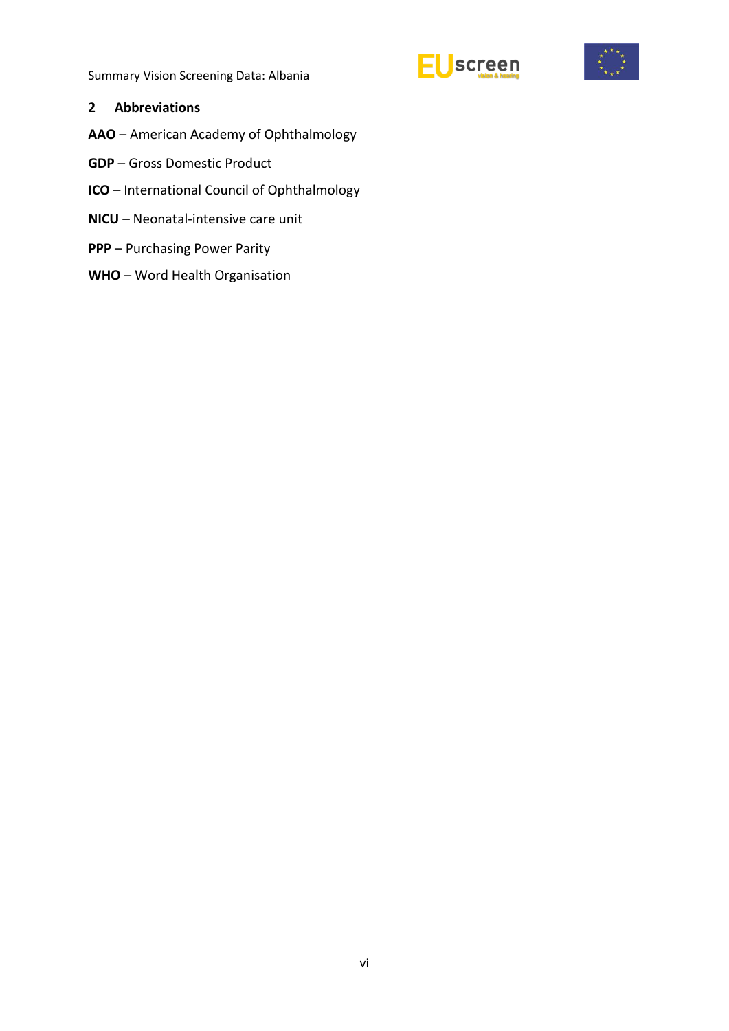## 2 Abbreviations

**AAO** – American Academy of Ophthalmology

**GDP** – Gross Domestic Product

**ICO** – International Council of Ophthalmology

**NICU** – Neonatal-intensive care unit

**PPP** – Purchasing Power Parity

**WHO** – Word Health Organisation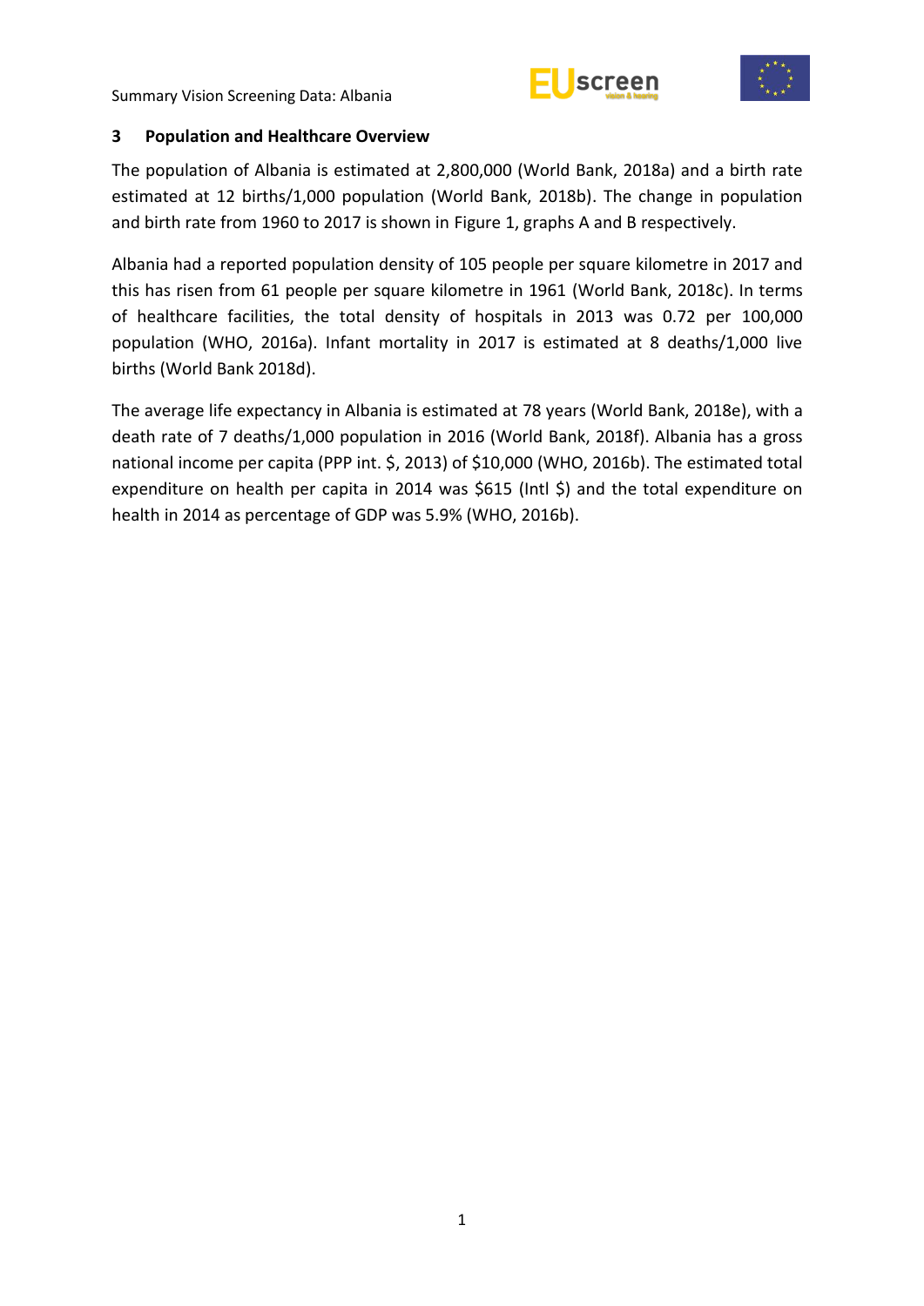## 3 Population and Healthcare Overview

The population of Albania is estimated at 2,800,000 (World Bank, 2018a) and a birth rate estimated at 12 births/1,000 population (World Bank, 2018b). The change in population and birth rate from 1960 to 2017 is shown in Figure 1, graphs A and B respectively.

Albania had a reported population density of 105 people per square kilometre in 2017 and this has risen from 61 people per square kilometre in 1961 (World Bank, 2018c). In terms of healthcare facilities, the total density of hospitals in 2013 was 0.72 per 100,000 population (WHO, 2016a). Infant mortality in 2017 is estimated at 8 deaths/1,000 live births (World Bank 2018d).

The average life expectancy in Albania is estimated at 78 years (World Bank, 2018e), with a death rate of 7 deaths/1,000 population in 2016 (World Bank, 2018f). Albania has a gross national income per capita (PPP int. $, 2013) of $10,000 (WHO, 2016b). The estimated total expenditure on health per capita in 2014 was $615 (Intl $) and the total expenditure on health in 2014 as percentage of GDP was 5.9% (WHO, 2016b).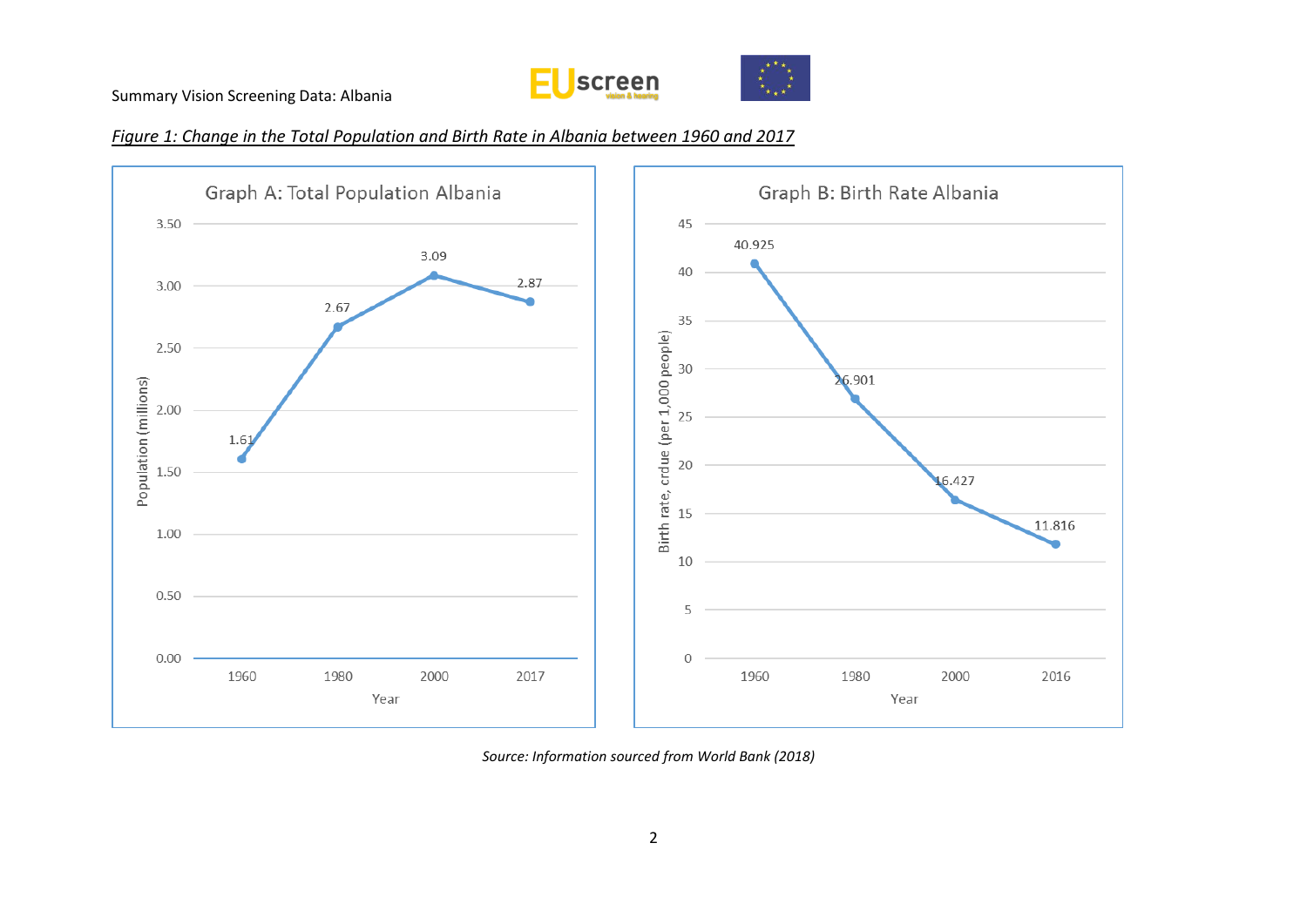*Figure 1: Change in the Total Population and Birth Rate in Albania between 1960 and 2017*

**Graph A: Total Population Albania**

| Year | Population (millions) |
| --- | --- |
| 1960 | 1.61 |
| 1980 | 2.67 |
| 2000 | 3.09 |
| 2017 | 2.87 |

**Graph B: Birth Rate Albania**

| Year | Birth rate, crdue (per 1,000 people) |
| --- | --- |
| 1960 | 40.925 |
| 1980 | 26.901 |
| 2000 | 16.427 |
| 2016 | 11.816 |

*Source: Information sourced from World Bank (2018)*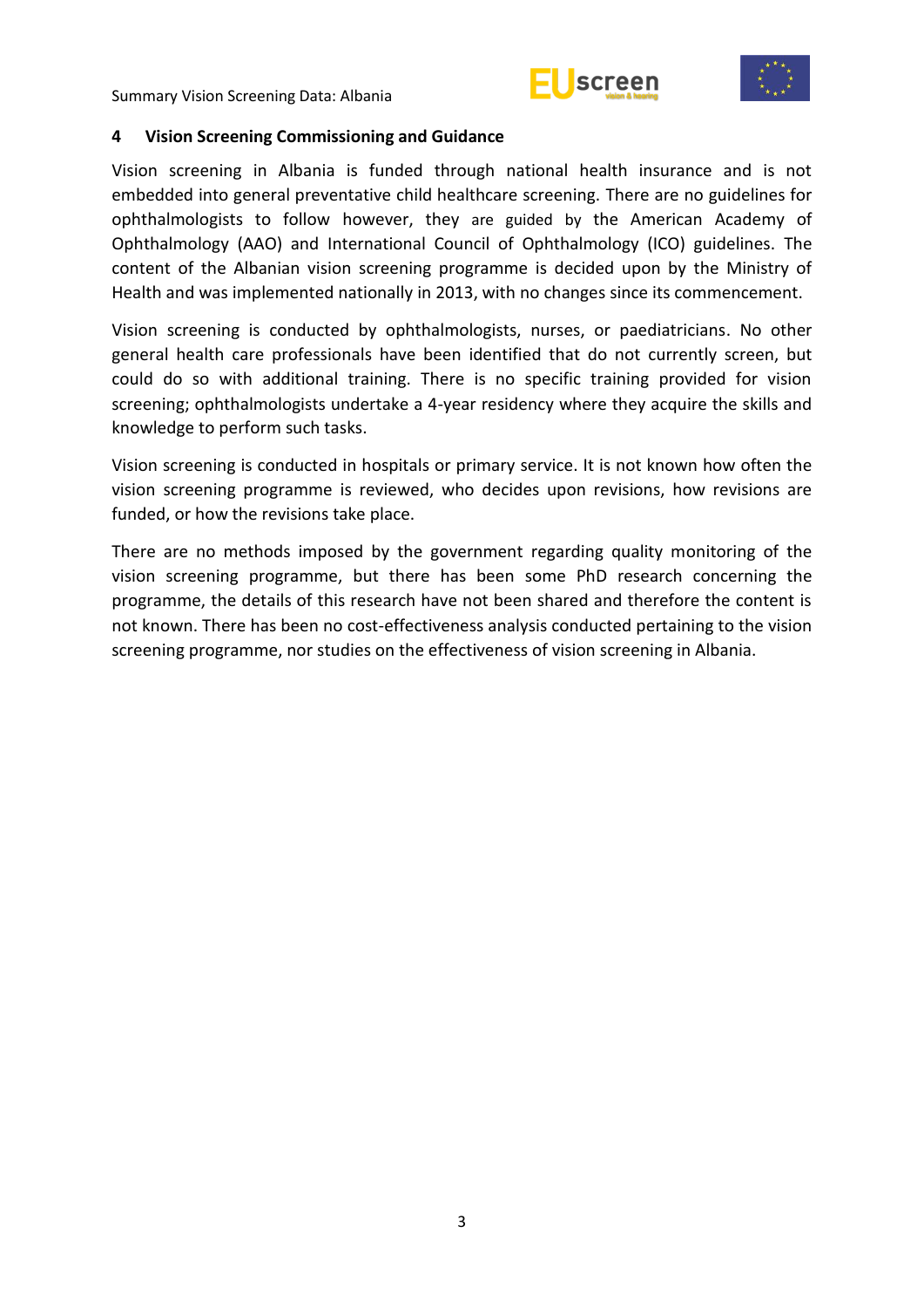## 4 Vision Screening Commissioning and Guidance

Vision screening in Albania is funded through national health insurance and is not embedded into general preventative child healthcare screening. There are no guidelines for ophthalmologists to follow however, they are guided by the American Academy of Ophthalmology (AAO) and International Council of Ophthalmology (ICO) guidelines. The content of the Albanian vision screening programme is decided upon by the Ministry of Health and was implemented nationally in 2013, with no changes since its commencement.

Vision screening is conducted by ophthalmologists, nurses, or paediatricians. No other general health care professionals have been identified that do not currently screen, but could do so with additional training. There is no specific training provided for vision screening; ophthalmologists undertake a 4-year residency where they acquire the skills and knowledge to perform such tasks.

Vision screening is conducted in hospitals or primary service. It is not known how often the vision screening programme is reviewed, who decides upon revisions, how revisions are funded, or how the revisions take place.

There are no methods imposed by the government regarding quality monitoring of the vision screening programme, but there has been some PhD research concerning the programme, the details of this research have not been shared and therefore the content is not known. There has been no cost-effectiveness analysis conducted pertaining to the vision screening programme, nor studies on the effectiveness of vision screening in Albania.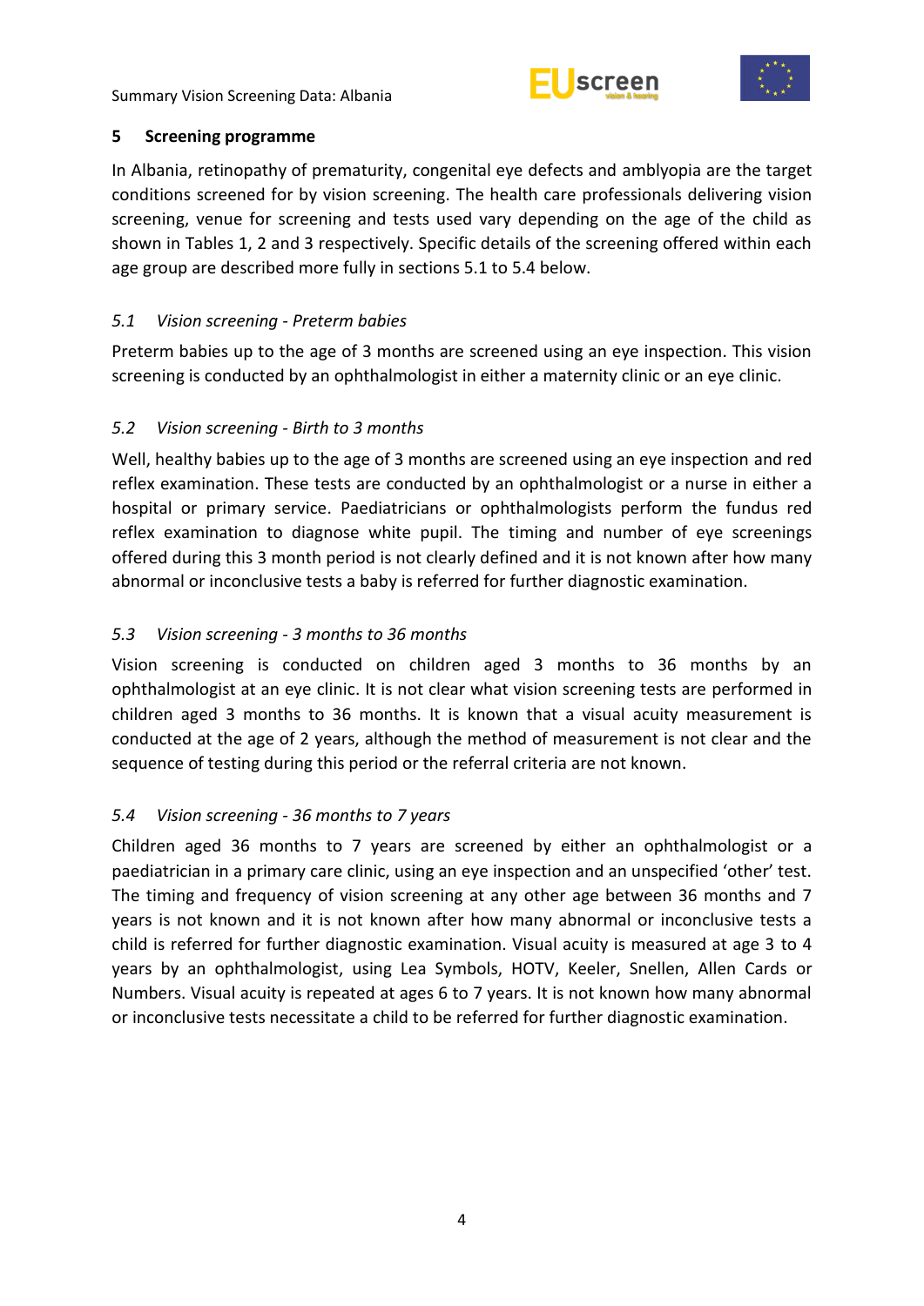## 5 Screening programme

In Albania, retinopathy of prematurity, congenital eye defects and amblyopia are the target conditions screened for by vision screening. The health care professionals delivering vision screening, venue for screening and tests used vary depending on the age of the child as shown in Tables 1, 2 and 3 respectively. Specific details of the screening offered within each age group are described more fully in sections 5.1 to 5.4 below.

### *5.1 Vision screening - Preterm babies*

Preterm babies up to the age of 3 months are screened using an eye inspection. This vision screening is conducted by an ophthalmologist in either a maternity clinic or an eye clinic.

### *5.2 Vision screening - Birth to 3 months*

Well, healthy babies up to the age of 3 months are screened using an eye inspection and red reflex examination. These tests are conducted by an ophthalmologist or a nurse in either a hospital or primary service. Paediatricians or ophthalmologists perform the fundus red reflex examination to diagnose white pupil. The timing and number of eye screenings offered during this 3 month period is not clearly defined and it is not known after how many abnormal or inconclusive tests a baby is referred for further diagnostic examination.

### *5.3 Vision screening - 3 months to 36 months*

Vision screening is conducted on children aged 3 months to 36 months by an ophthalmologist at an eye clinic. It is not clear what vision screening tests are performed in children aged 3 months to 36 months. It is known that a visual acuity measurement is conducted at the age of 2 years, although the method of measurement is not clear and the sequence of testing during this period or the referral criteria are not known.

### *5.4 Vision screening - 36 months to 7 years*

Children aged 36 months to 7 years are screened by either an ophthalmologist or a paediatrician in a primary care clinic, using an eye inspection and an unspecified 'other' test. The timing and frequency of vision screening at any other age between 36 months and 7 years is not known and it is not known after how many abnormal or inconclusive tests a child is referred for further diagnostic examination. Visual acuity is measured at age 3 to 4 years by an ophthalmologist, using Lea Symbols, HOTV, Keeler, Snellen, Allen Cards or Numbers. Visual acuity is repeated at ages 6 to 7 years. It is not known how many abnormal or inconclusive tests necessitate a child to be referred for further diagnostic examination.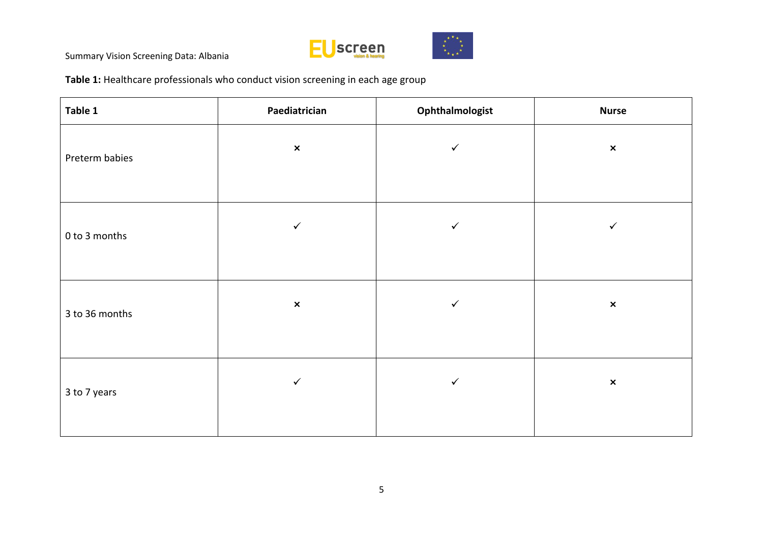**Table 1:** Healthcare professionals who conduct vision screening in each age group

| Table 1 | Paediatrician | Ophthalmologist | Nurse |
|---|---|---|---|
| Preterm babies | × | ✓ | × |
| 0 to 3 months | ✓ | ✓ | ✓ |
| 3 to 36 months | × | ✓ | × |
| 3 to 7 years | ✓ | ✓ | × |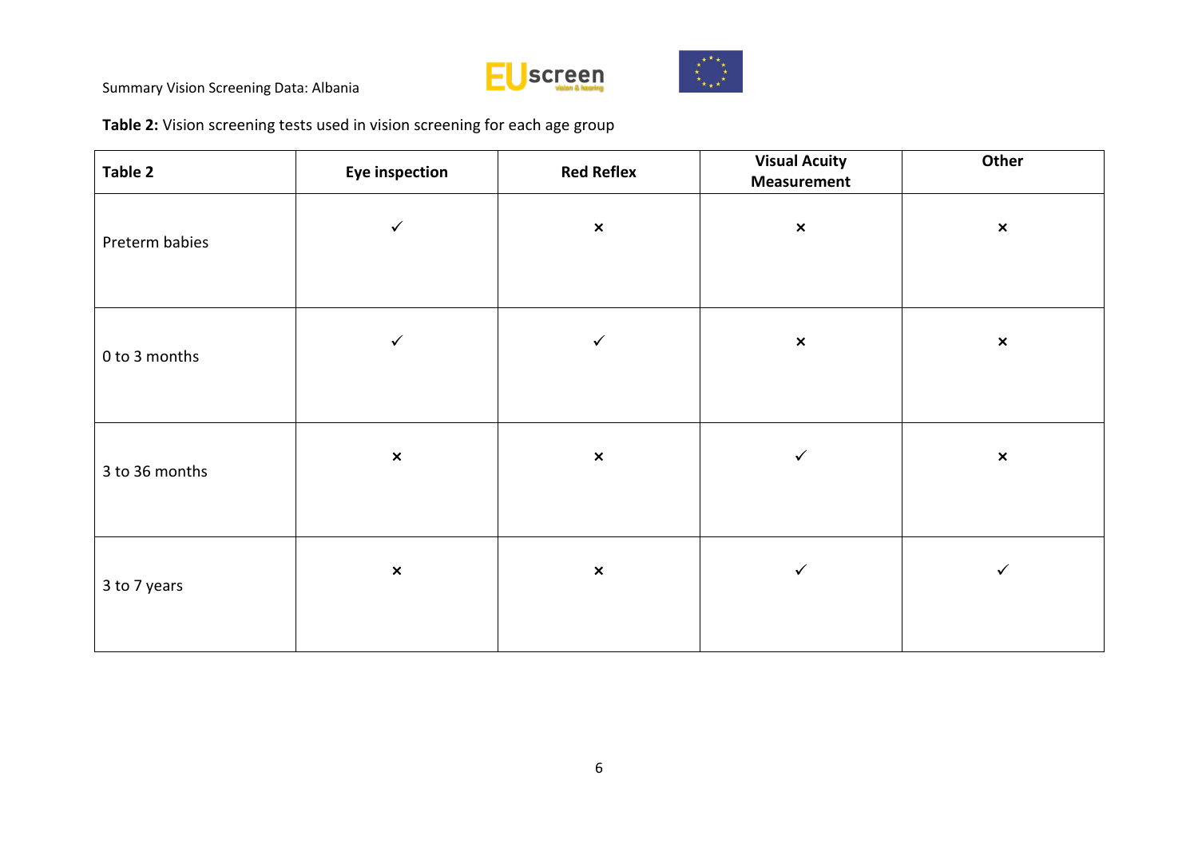**Table 2:** Vision screening tests used in vision screening for each age group

| Table 2 | Eye inspection | Red Reflex | Visual Acuity Measurement | Other |
|---|---|---|---|---|
| Preterm babies | ✓ | × | × | × |
| 0 to 3 months | ✓ | ✓ | × | × |
| 3 to 36 months | × | × | ✓ | × |
| 3 to 7 years | × | × | ✓ | ✓ |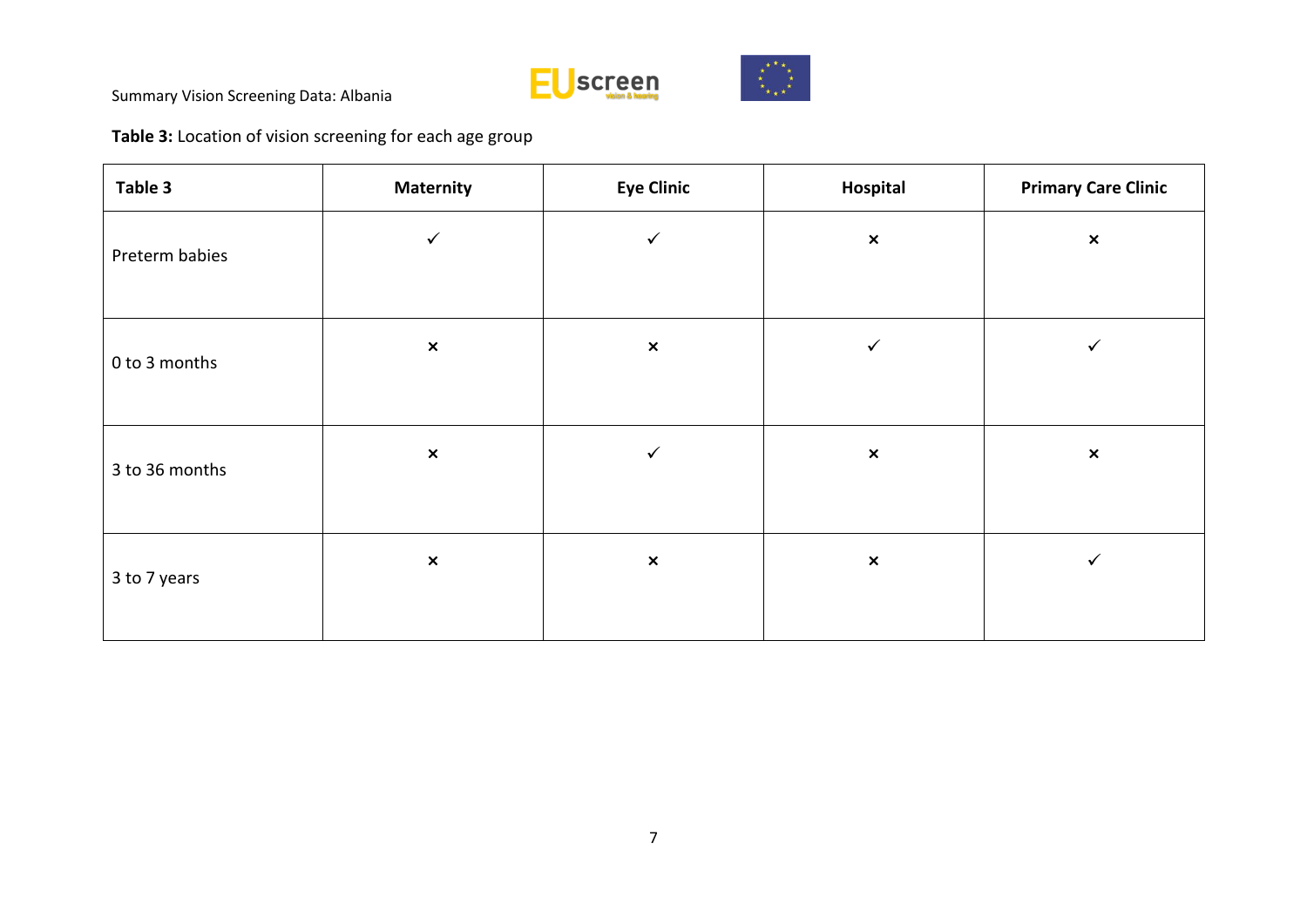**Table 3:** Location of vision screening for each age group

| Table 3 | Maternity | Eye Clinic | Hospital | Primary Care Clinic |
|---|---|---|---|---|
| Preterm babies | ✓ | ✓ | × | × |
| 0 to 3 months | × | × | ✓ | ✓ |
| 3 to 36 months | × | ✓ | × | × |
| 3 to 7 years | × | × | × | ✓ |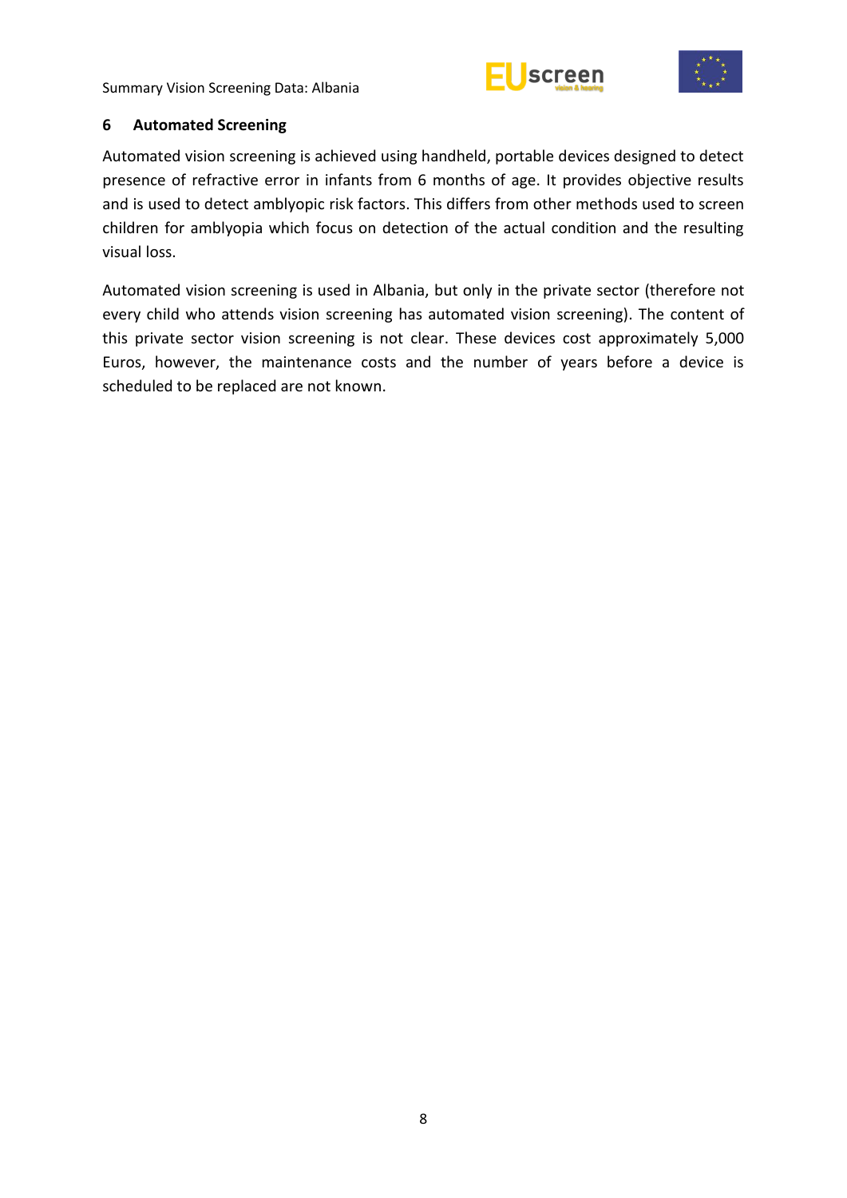## 6 Automated Screening

Automated vision screening is achieved using handheld, portable devices designed to detect presence of refractive error in infants from 6 months of age. It provides objective results and is used to detect amblyopic risk factors. This differs from other methods used to screen children for amblyopia which focus on detection of the actual condition and the resulting visual loss.

Automated vision screening is used in Albania, but only in the private sector (therefore not every child who attends vision screening has automated vision screening). The content of this private sector vision screening is not clear. These devices cost approximately 5,000 Euros, however, the maintenance costs and the number of years before a device is scheduled to be replaced are not known.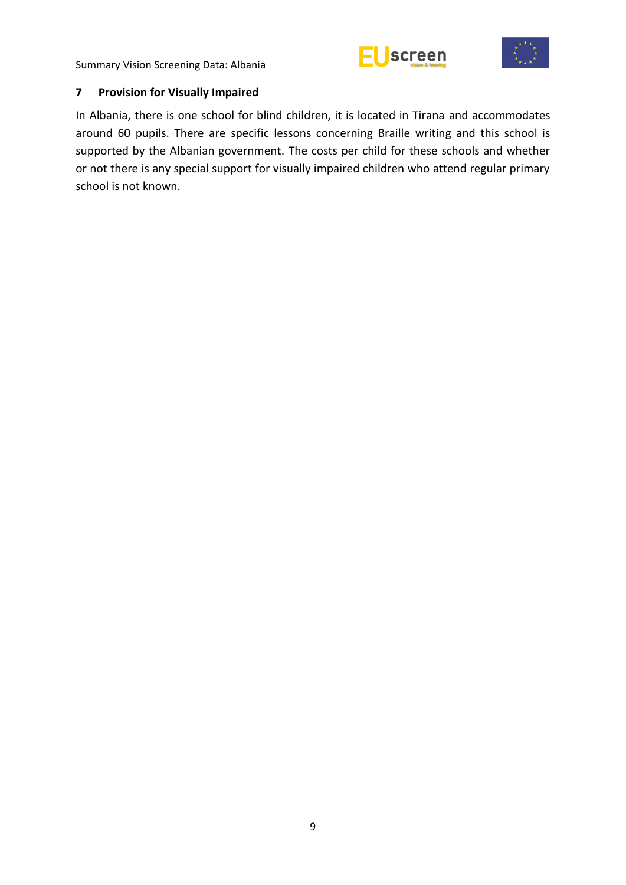## 7 Provision for Visually Impaired

In Albania, there is one school for blind children, it is located in Tirana and accommodates around 60 pupils. There are specific lessons concerning Braille writing and this school is supported by the Albanian government. The costs per child for these schools and whether or not there is any special support for visually impaired children who attend regular primary school is not known.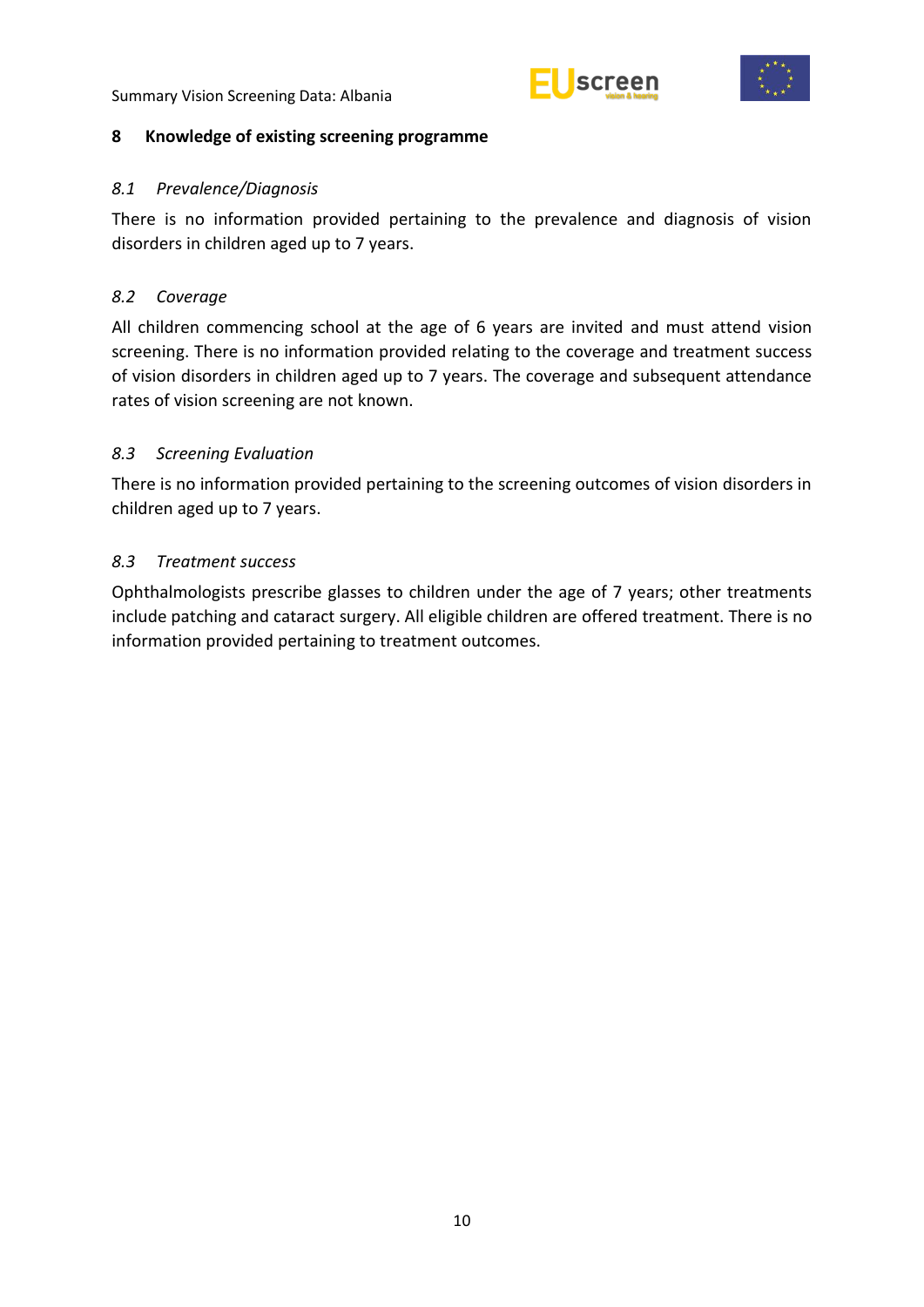## 8 Knowledge of existing screening programme

### *8.1 Prevalence/Diagnosis*

There is no information provided pertaining to the prevalence and diagnosis of vision disorders in children aged up to 7 years.

### *8.2 Coverage*

All children commencing school at the age of 6 years are invited and must attend vision screening. There is no information provided relating to the coverage and treatment success of vision disorders in children aged up to 7 years. The coverage and subsequent attendance rates of vision screening are not known.

### *8.3 Screening Evaluation*

There is no information provided pertaining to the screening outcomes of vision disorders in children aged up to 7 years.

### *8.3 Treatment success*

Ophthalmologists prescribe glasses to children under the age of 7 years; other treatments include patching and cataract surgery. All eligible children are offered treatment. There is no information provided pertaining to treatment outcomes.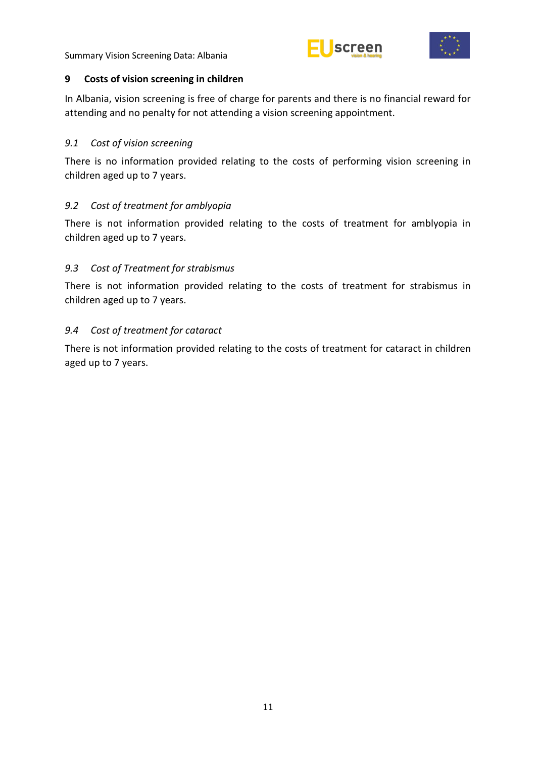## 9 Costs of vision screening in children

In Albania, vision screening is free of charge for parents and there is no financial reward for attending and no penalty for not attending a vision screening appointment.

### *9.1 Cost of vision screening*

There is no information provided relating to the costs of performing vision screening in children aged up to 7 years.

### *9.2 Cost of treatment for amblyopia*

There is not information provided relating to the costs of treatment for amblyopia in children aged up to 7 years.

### *9.3 Cost of Treatment for strabismus*

There is not information provided relating to the costs of treatment for strabismus in children aged up to 7 years.

### *9.4 Cost of treatment for cataract*

There is not information provided relating to the costs of treatment for cataract in children aged up to 7 years.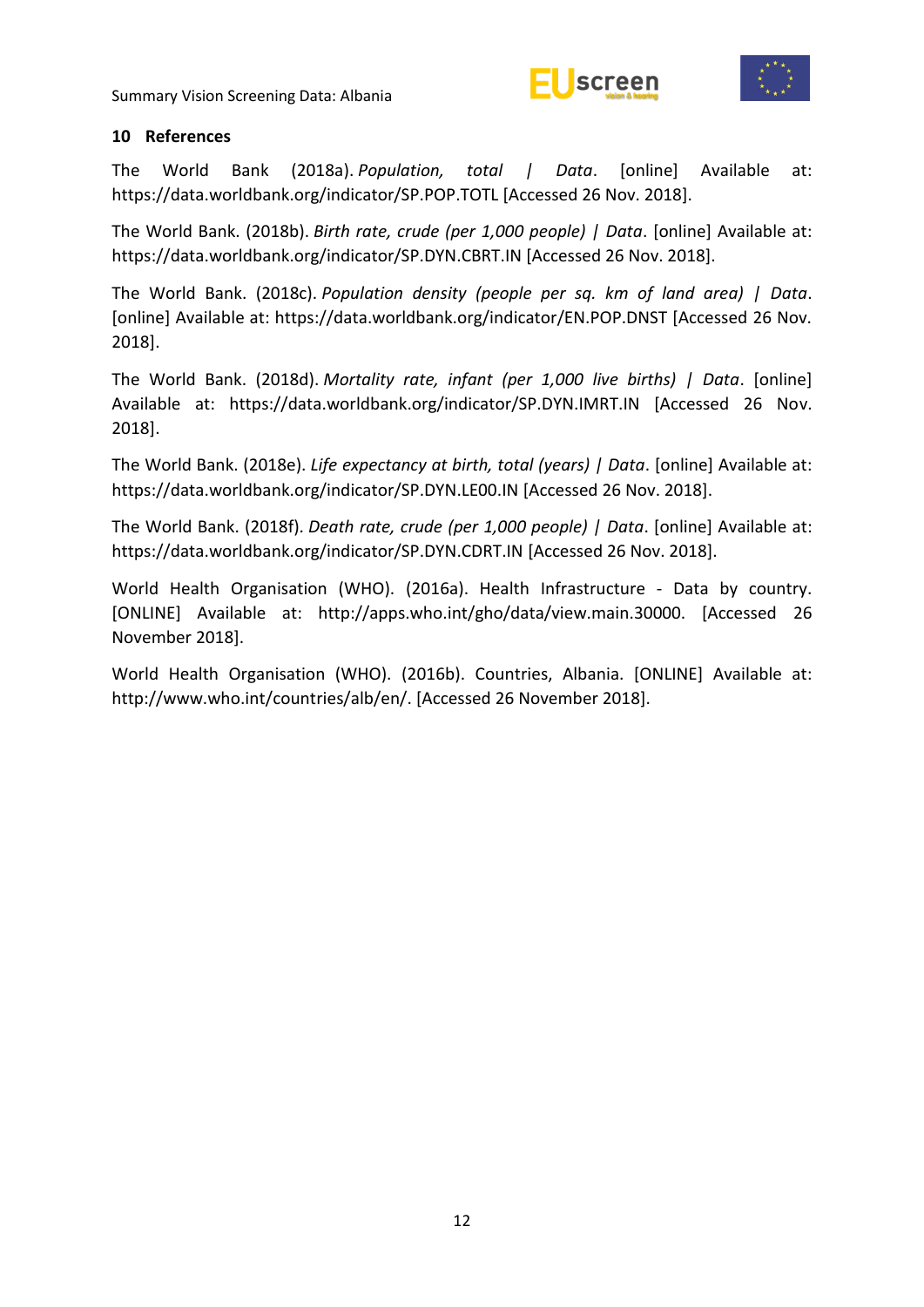## 10 References

The World Bank (2018a). *Population, total | Data*. [online] Available at: https://data.worldbank.org/indicator/SP.POP.TOTL [Accessed 26 Nov. 2018].

The World Bank. (2018b). *Birth rate, crude (per 1,000 people) | Data*. [online] Available at: https://data.worldbank.org/indicator/SP.DYN.CBRT.IN [Accessed 26 Nov. 2018].

The World Bank. (2018c). *Population density (people per sq. km of land area) | Data*. [online] Available at: https://data.worldbank.org/indicator/EN.POP.DNST [Accessed 26 Nov. 2018].

The World Bank. (2018d). *Mortality rate, infant (per 1,000 live births) | Data*. [online] Available at: https://data.worldbank.org/indicator/SP.DYN.IMRT.IN [Accessed 26 Nov. 2018].

The World Bank. (2018e). *Life expectancy at birth, total (years) | Data*. [online] Available at: https://data.worldbank.org/indicator/SP.DYN.LE00.IN [Accessed 26 Nov. 2018].

The World Bank. (2018f). *Death rate, crude (per 1,000 people) | Data*. [online] Available at: https://data.worldbank.org/indicator/SP.DYN.CDRT.IN [Accessed 26 Nov. 2018].

World Health Organisation (WHO). (2016a). Health Infrastructure - Data by country. [ONLINE] Available at: http://apps.who.int/gho/data/view.main.30000. [Accessed 26 November 2018].

World Health Organisation (WHO). (2016b). Countries, Albania. [ONLINE] Available at: http://www.who.int/countries/alb/en/. [Accessed 26 November 2018].